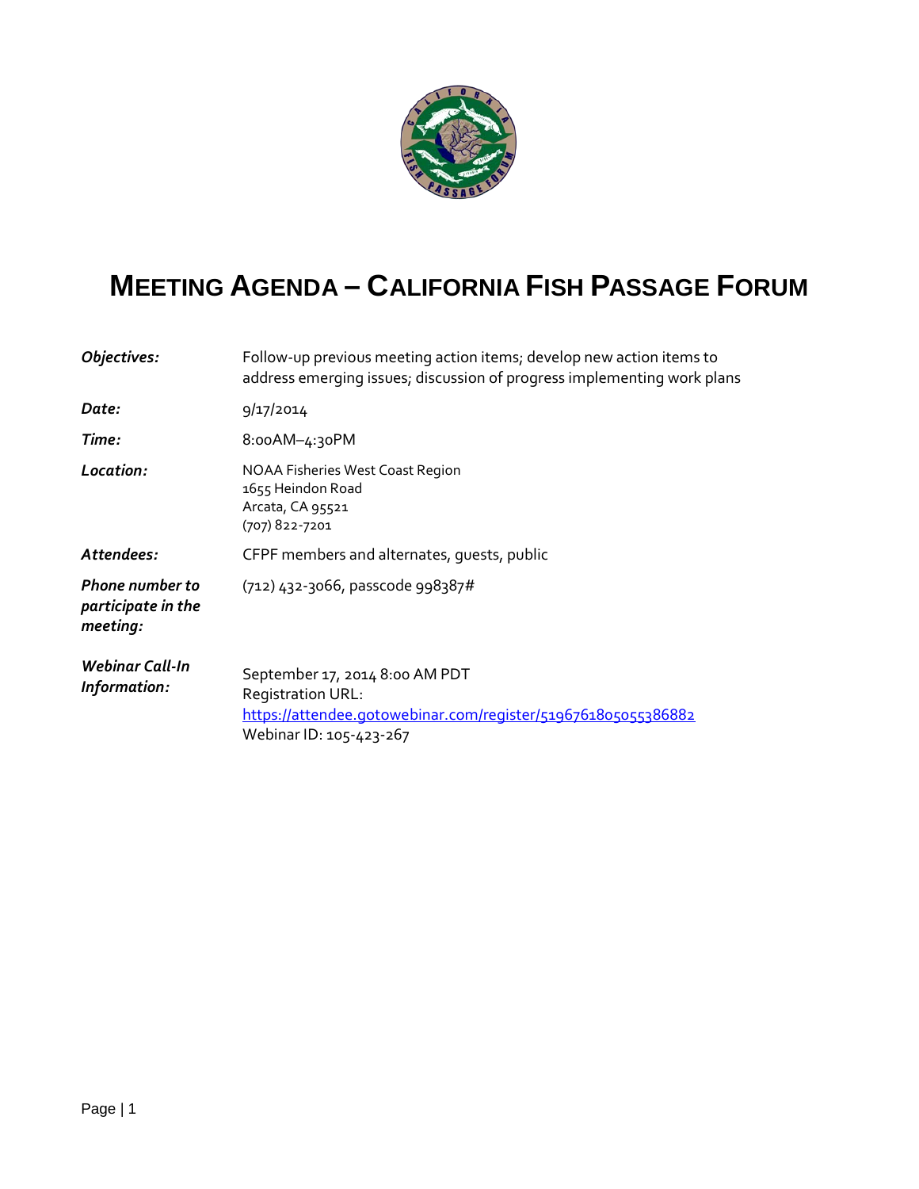# MEETING AGENDA – CALIFORNIA FISH PASSAGE FORUM

| | |
|---|---|
| ***Objectives:*** | Follow-up previous meeting action items; develop new action items to address emerging issues; discussion of progress implementing work plans |
| ***Date:*** | 9/17/2014 |
| ***Time:*** | 8:00AM–4:30PM |
| ***Location:*** | NOAA Fisheries West Coast Region<br>1655 Heindon Road<br>Arcata, CA 95521<br>(707) 822-7201 |
| ***Attendees:*** | CFPF members and alternates, guests, public |
| ***Phone number to participate in the meeting:*** | (712) 432-3066, passcode 998387# |
| ***Webinar Call-In Information:*** | September 17, 2014 8:00 AM PDT<br>Registration URL:<br>https://attendee.gotowebinar.com/register/5196761805055386882<br>Webinar ID: 105-423-267 |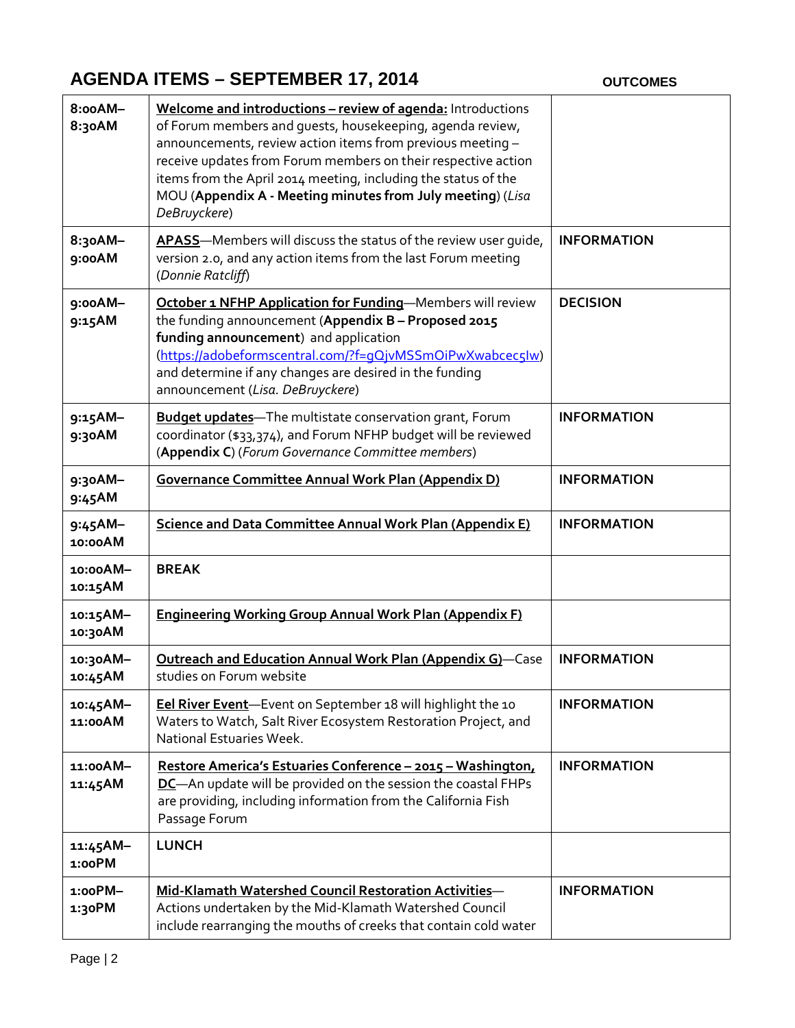## AGENDA ITEMS – SEPTEMBER 17, 2014

| | | OUTCOMES |
|---|---|---|
| **8:00AM–8:30AM** | **Welcome and introductions – review of agenda:** Introductions of Forum members and guests, housekeeping, agenda review, announcements, review action items from previous meeting – receive updates from Forum members on their respective action items from the April 2014 meeting, including the status of the MOU (**Appendix A - Meeting minutes from July meeting**) (*Lisa DeBruyckere*) | |
| **8:30AM–9:00AM** | **APASS**—Members will discuss the status of the review user guide, version 2.0, and any action items from the last Forum meeting (*Donnie Ratcliff*) | **INFORMATION** |
| **9:00AM–9:15AM** | **October 1 NFHP Application for Funding**—Members will review the funding announcement (**Appendix B – Proposed 2015 funding announcement**) and application (https://adobeformscentral.com/?f=gQjvMSSmOiPwXwabcec5Iw) and determine if any changes are desired in the funding announcement (*Lisa. DeBruyckere*) | **DECISION** |
| **9:15AM–9:30AM** | **Budget updates**—The multistate conservation grant, Forum coordinator ($33,374), and Forum NFHP budget will be reviewed (**Appendix C**) (*Forum Governance Committee members*) | **INFORMATION** |
| **9:30AM–9:45AM** | **Governance Committee Annual Work Plan (Appendix D)** | **INFORMATION** |
| **9:45AM–10:00AM** | **Science and Data Committee Annual Work Plan (Appendix E)** | **INFORMATION** |
| **10:00AM–10:15AM** | **BREAK** | |
| **10:15AM–10:30AM** | **Engineering Working Group Annual Work Plan (Appendix F)** | |
| **10:30AM–10:45AM** | **Outreach and Education Annual Work Plan (Appendix G)**—Case studies on Forum website | **INFORMATION** |
| **10:45AM–11:00AM** | **Eel River Event**—Event on September 18 will highlight the 10 Waters to Watch, Salt River Ecosystem Restoration Project, and National Estuaries Week. | **INFORMATION** |
| **11:00AM–11:45AM** | **Restore America's Estuaries Conference – 2015 – Washington, DC**—An update will be provided on the session the coastal FHPs are providing, including information from the California Fish Passage Forum | **INFORMATION** |
| **11:45AM–1:00PM** | **LUNCH** | |
| **1:00PM–1:30PM** | **Mid-Klamath Watershed Council Restoration Activities**—Actions undertaken by the Mid-Klamath Watershed Council include rearranging the mouths of creeks that contain cold water | **INFORMATION** |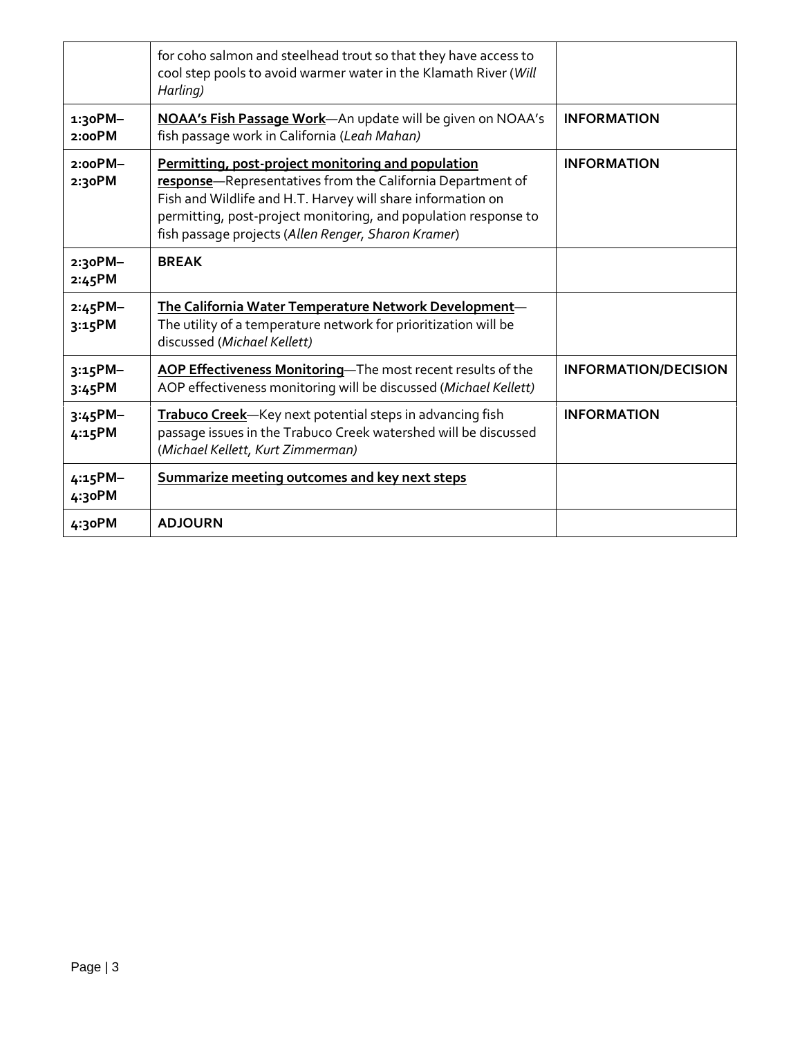| | | |
|---|---|---|
| | for coho salmon and steelhead trout so that they have access to cool step pools to avoid warmer water in the Klamath River (*Will Harling)* | |
| **1:30PM–2:00PM** | **NOAA's Fish Passage Work**—An update will be given on NOAA's fish passage work in California (*Leah Mahan)* | **INFORMATION** |
| **2:00PM–2:30PM** | **Permitting, post-project monitoring and population response**—Representatives from the California Department of Fish and Wildlife and H.T. Harvey will share information on permitting, post-project monitoring, and population response to fish passage projects (*Allen Renger, Sharon Kramer*) | **INFORMATION** |
| **2:30PM–2:45PM** | **BREAK** | |
| **2:45PM–3:15PM** | **The California Water Temperature Network Development**—The utility of a temperature network for prioritization will be discussed (*Michael Kellett)* | |
| **3:15PM–3:45PM** | **AOP Effectiveness Monitoring**—The most recent results of the AOP effectiveness monitoring will be discussed (*Michael Kellett)* | **INFORMATION/DECISION** |
| **3:45PM–4:15PM** | **Trabuco Creek**—Key next potential steps in advancing fish passage issues in the Trabuco Creek watershed will be discussed (*Michael Kellett, Kurt Zimmerman)* | **INFORMATION** |
| **4:15PM–4:30PM** | **Summarize meeting outcomes and key next steps** | |
| **4:30PM** | **ADJOURN** | |